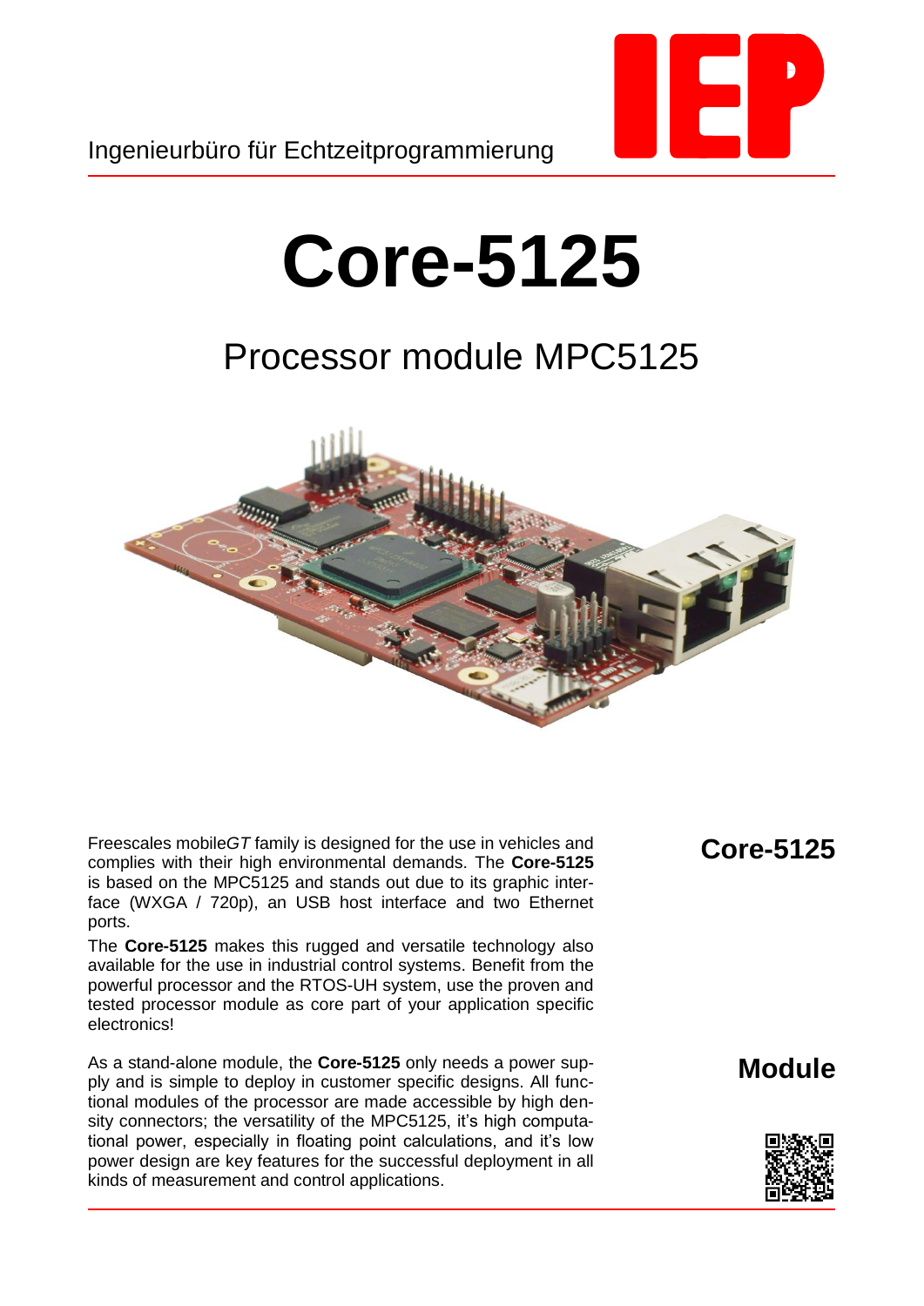Ingenieurbüro für Echtzeitprogrammierung

# Core-5125

## Processor module MPC5125

**Core-5125**

Freescales mobile*GT* family is designed for the use in vehicles and complies with their high environmental demands. The **Core-5125** is based on the MPC5125 and stands out due to its graphic interface (WXGA / 720p), an USB host interface and two Ethernet ports.

The **Core-5125** makes this rugged and versatile technology also available for the use in industrial control systems. Benefit from the powerful processor and the RTOS-UH system, use the proven and tested processor module as core part of your application specific electronics!

**Module**

As a stand-alone module, the **Core-5125** only needs a power supply and is simple to deploy in customer specific designs. All functional modules of the processor are made accessible by high density connectors; the versatility of the MPC5125, it's high computational power, especially in floating point calculations, and it's low power design are key features for the successful deployment in all kinds of measurement and control applications.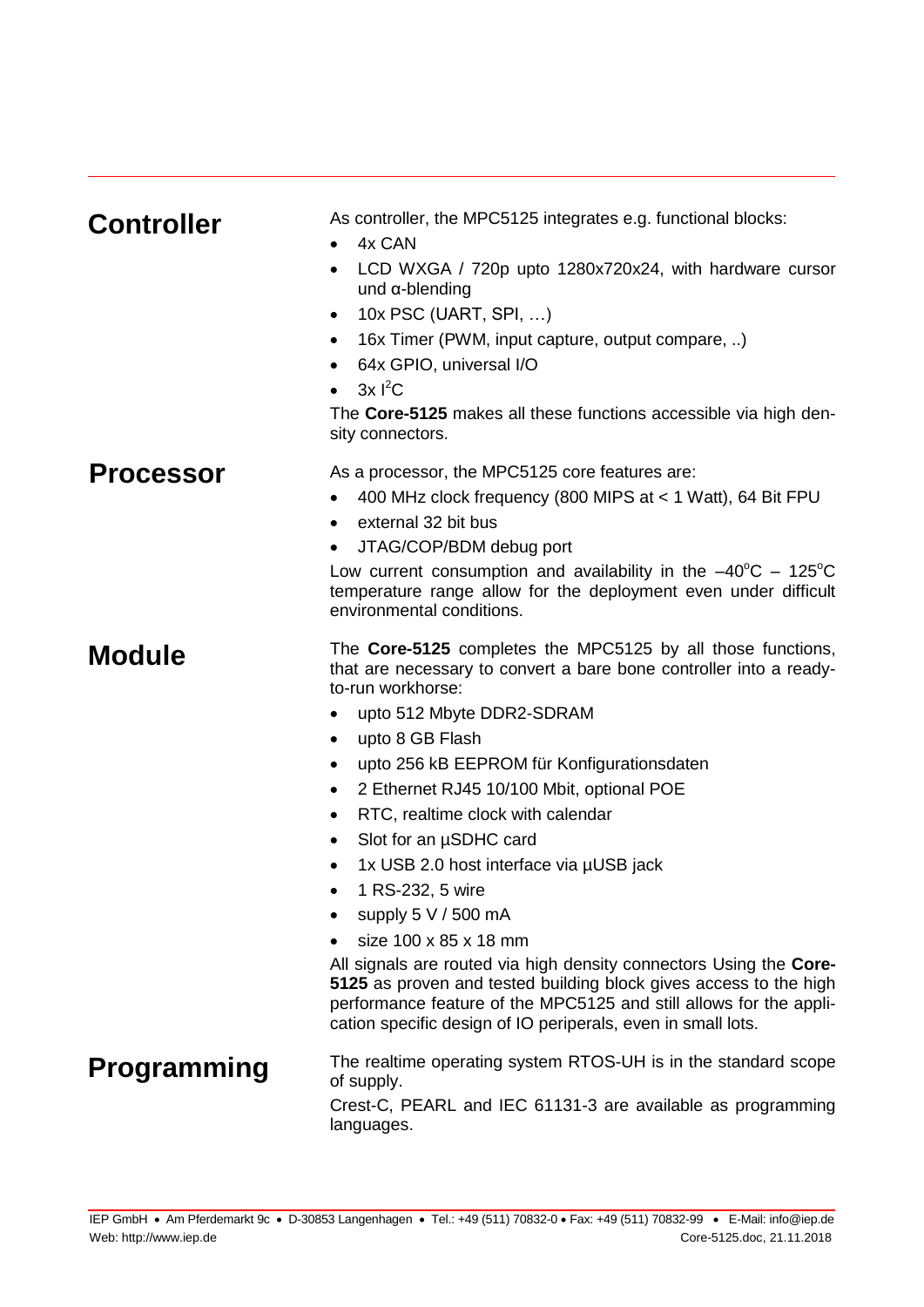## Controller

As controller, the MPC5125 integrates e.g. functional blocks:

- 4x CAN
- LCD WXGA / 720p upto 1280x720x24, with hardware cursor und α-blending
- 10x PSC (UART, SPI, …)
- 16x Timer (PWM, input capture, output compare, ..)
- 64x GPIO, universal I/O
- 3x $I^2C$

The **Core-5125** makes all these functions accessible via high density connectors.

## Processor

As a processor, the MPC5125 core features are:

- 400 MHz clock frequency (800 MIPS at < 1 Watt), 64 Bit FPU
- external 32 bit bus
- JTAG/COP/BDM debug port

Low current consumption and availability in the –40°C – 125°C temperature range allow for the deployment even under difficult environmental conditions.

## Module

The **Core-5125** completes the MPC5125 by all those functions, that are necessary to convert a bare bone controller into a ready-to-run workhorse:

- upto 512 Mbyte DDR2-SDRAM
- upto 8 GB Flash
- upto 256 kB EEPROM für Konfigurationsdaten
- 2 Ethernet RJ45 10/100 Mbit, optional POE
- RTC, realtime clock with calendar
- Slot for an µSDHC card
- 1x USB 2.0 host interface via µUSB jack
- 1 RS-232, 5 wire
- supply 5 V / 500 mA
- size 100 x 85 x 18 mm

All signals are routed via high density connectors Using the **Core-5125** as proven and tested building block gives access to the high performance feature of the MPC5125 and still allows for the application specific design of IO periperals, even in small lots.

## Programming

The realtime operating system RTOS-UH is in the standard scope of supply.

Crest-C, PEARL and IEC 61131-3 are available as programming languages.

IEP GmbH • Am Pferdemarkt 9c • D-30853 Langenhagen • Tel.: +49 (511) 70832-0 • Fax: +49 (511) 70832-99 • E-Mail: info@iep.de
Web: http://www.iep.de Core-5125.doc, 21.11.2018